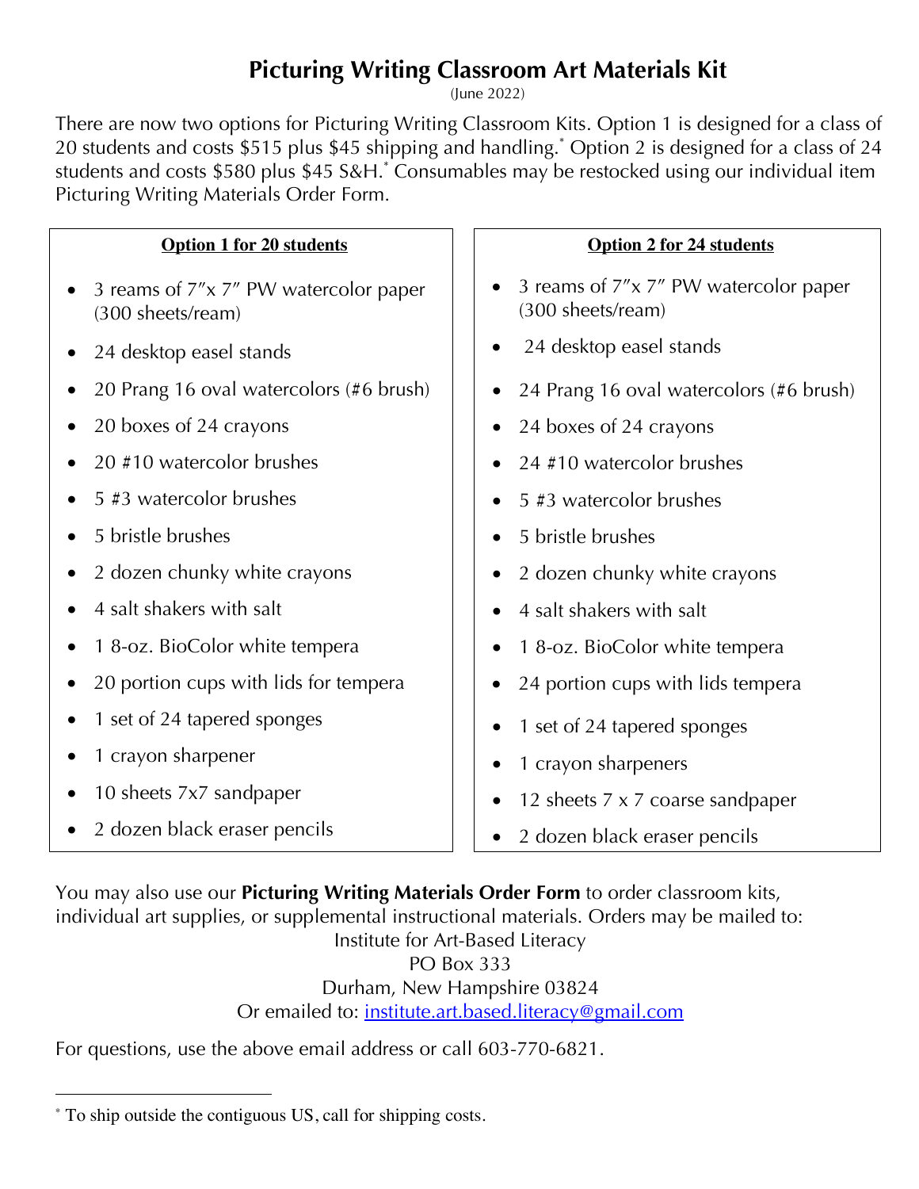# Picturing Writing Classroom Art Materials Kit

(June 2022)

There are now two options for Picturing Writing Classroom Kits. Option 1 is designed for a class of 20 students and costs $515 plus $45 shipping and handling.* Option 2 is designed for a class of 24 students and costs $580 plus $45 S&H.* Consumables may be restocked using our individual item Picturing Writing Materials Order Form.

**Option 1 for 20 students**

- 3 reams of 7″x 7″ PW watercolor paper (300 sheets/ream)
- 24 desktop easel stands
- 20 Prang 16 oval watercolors (#6 brush)
- 20 boxes of 24 crayons
- 20 #10 watercolor brushes
- 5 #3 watercolor brushes
- 5 bristle brushes
- 2 dozen chunky white crayons
- 4 salt shakers with salt
- 1 8-oz. BioColor white tempera
- 20 portion cups with lids for tempera
- 1 set of 24 tapered sponges
- 1 crayon sharpener
- 10 sheets 7x7 sandpaper
- 2 dozen black eraser pencils

**Option 2 for 24 students**

- 3 reams of 7″x 7″ PW watercolor paper (300 sheets/ream)
- 24 desktop easel stands
- 24 Prang 16 oval watercolors (#6 brush)
- 24 boxes of 24 crayons
- 24 #10 watercolor brushes
- 5 #3 watercolor brushes
- 5 bristle brushes
- 2 dozen chunky white crayons
- 4 salt shakers with salt
- 1 8-oz. BioColor white tempera
- 24 portion cups with lids tempera
- 1 set of 24 tapered sponges
- 1 crayon sharpeners
- 12 sheets 7 x 7 coarse sandpaper
- 2 dozen black eraser pencils

You may also use our **Picturing Writing Materials Order Form** to order classroom kits, individual art supplies, or supplemental instructional materials. Orders may be mailed to:

Institute for Art-Based Literacy
PO Box 333
Durham, New Hampshire 03824
Or emailed to: institute.art.based.literacy@gmail.com

For questions, use the above email address or call 603-770-6821.

---

* To ship outside the contiguous US, call for shipping costs.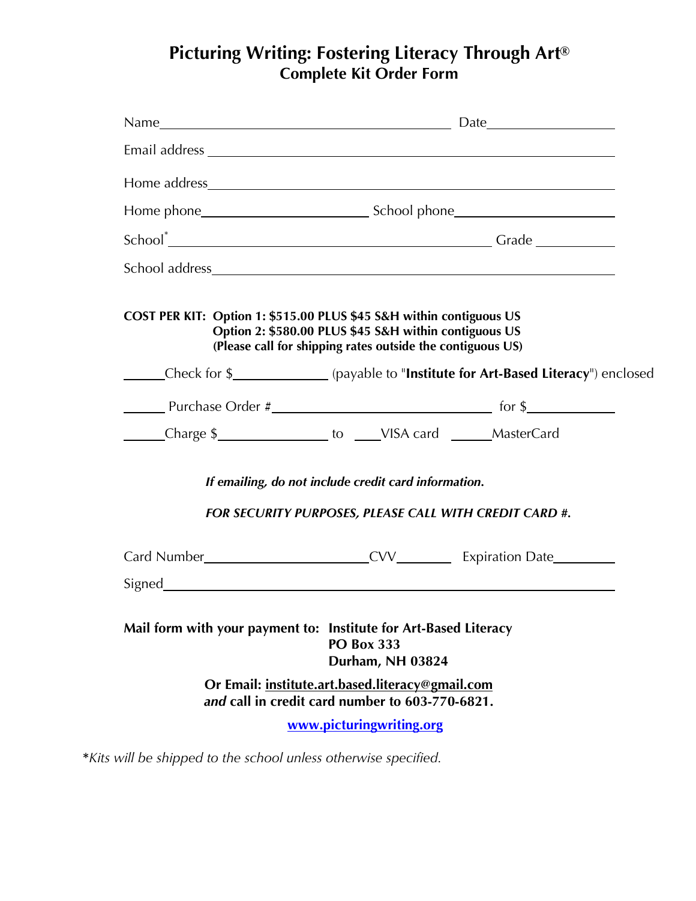# Picturing Writing: Fostering Literacy Through Art®

## Complete Kit Order Form

Name\_\_\_\_\_\_\_\_\_\_\_\_\_\_\_\_\_\_\_\_\_\_\_\_\_\_\_\_\_\_\_\_\_\_\_\_\_\_\_\_ Date\_\_\_\_\_\_\_\_\_\_\_\_\_\_\_\_\_\_

Email address \_\_\_\_\_\_\_\_\_\_\_\_\_\_\_\_\_\_\_\_\_\_\_\_\_\_\_\_\_\_\_\_\_\_\_\_\_\_\_\_\_\_\_\_\_\_\_\_\_\_\_\_\_\_\_\_

Home address\_\_\_\_\_\_\_\_\_\_\_\_\_\_\_\_\_\_\_\_\_\_\_\_\_\_\_\_\_\_\_\_\_\_\_\_\_\_\_\_\_\_\_\_\_\_\_\_\_\_\_\_\_\_\_\_

Home phone\_\_\_\_\_\_\_\_\_\_\_\_\_\_\_\_\_\_\_\_\_\_\_\_ School phone\_\_\_\_\_\_\_\_\_\_\_\_\_\_\_\_\_\_\_\_\_\_\_

School* \_\_\_\_\_\_\_\_\_\_\_\_\_\_\_\_\_\_\_\_\_\_\_\_\_\_\_\_\_\_\_\_\_\_\_\_\_\_\_\_\_\_\_\_ Grade \_\_\_\_\_\_\_\_\_\_\_

School address\_\_\_\_\_\_\_\_\_\_\_\_\_\_\_\_\_\_\_\_\_\_\_\_\_\_\_\_\_\_\_\_\_\_\_\_\_\_\_\_\_\_\_\_\_\_\_\_\_\_\_\_\_\_\_

**COST PER KIT: Option 1: $515.00 PLUS $45 S&H within contiguous US**
**Option 2: $580.00 PLUS $45 S&H within contiguous US**
**(Please call for shipping rates outside the contiguous US)**

\_\_\_\_\_\_Check for $\_\_\_\_\_\_\_\_\_\_\_\_\_ (payable to "**Institute for Art-Based Literacy**") enclosed

\_\_\_\_\_\_ Purchase Order #\_\_\_\_\_\_\_\_\_\_\_\_\_\_\_\_\_\_\_\_\_\_\_\_\_\_\_\_\_\_\_\_ for $\_\_\_\_\_\_\_\_\_\_\_\_\_

\_\_\_\_\_\_Charge $\_\_\_\_\_\_\_\_\_\_\_\_\_\_\_\_ to \_\_\_\_VISA card \_\_\_\_\_\_MasterCard

***If emailing, do not include credit card information.***

***FOR SECURITY PURPOSES, PLEASE CALL WITH CREDIT CARD #.***

Card Number\_\_\_\_\_\_\_\_\_\_\_\_\_\_\_\_\_\_\_\_\_\_\_\_CVV\_\_\_\_\_\_\_\_ Expiration Date\_\_\_\_\_\_\_\_\_

Signed\_\_\_\_\_\_\_\_\_\_\_\_\_\_\_\_\_\_\_\_\_\_\_\_\_\_\_\_\_\_\_\_\_\_\_\_\_\_\_\_\_\_\_\_\_\_\_\_\_\_\_\_\_\_\_\_\_\_\_\_\_\_\_

**Mail form with your payment to: Institute for Art-Based Literacy**
**PO Box 333**
**Durham, NH 03824**

**Or Email: institute.art.based.literacy@gmail.com**
***and* call in credit card number to 603-770-6821.**

**www.picturingwriting.org**

*\*Kits will be shipped to the school unless otherwise specified.*